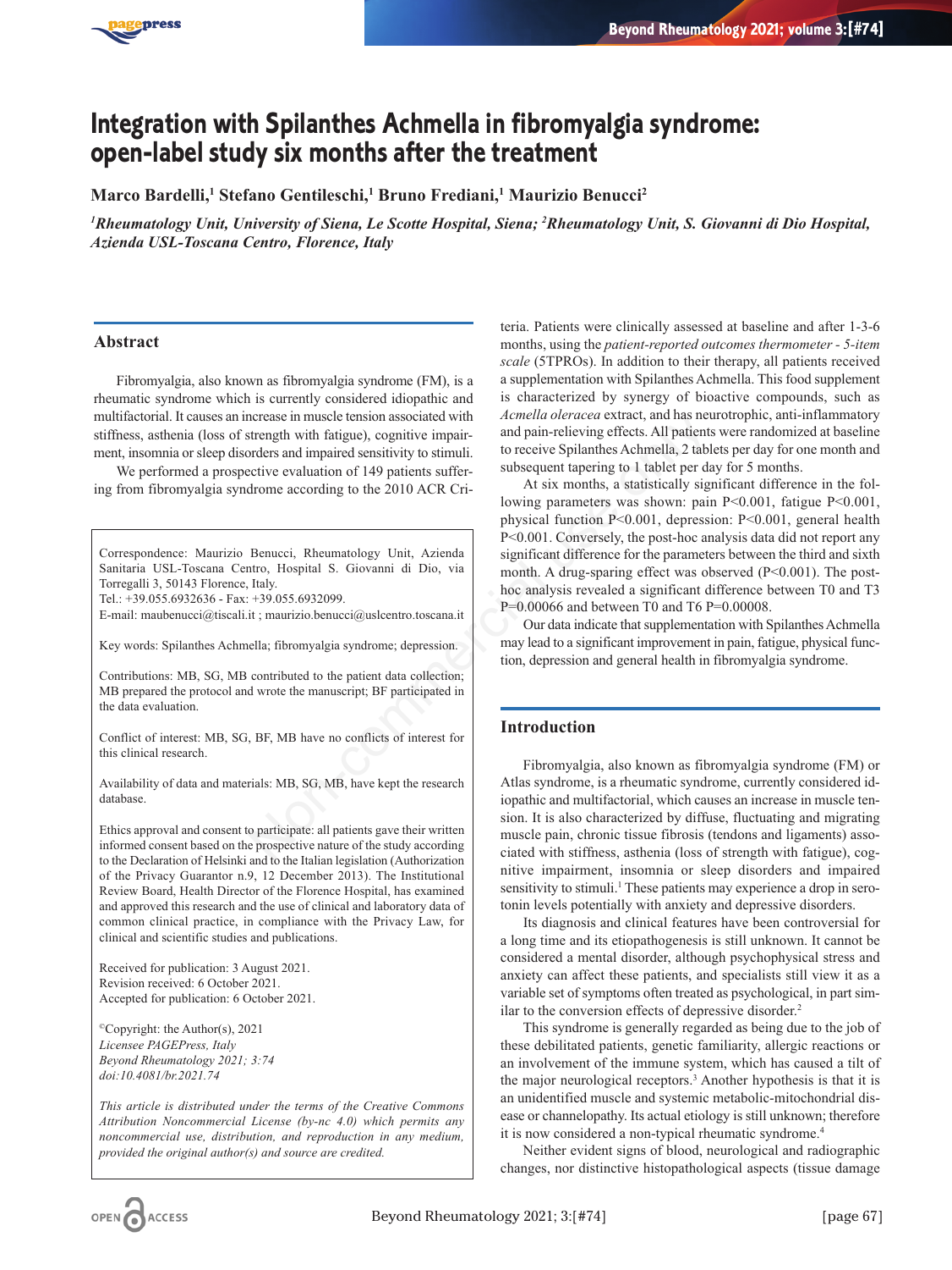# Integration with Spilanthes Achmella in fibromyalgia syndrome: open-label study six months after the treatment

**Marco Bardelli,[1] Stefano Gentileschi,[1] Bruno Frediani,[1] Maurizio Benucci[2]**

***[1]Rheumatology Unit, University of Siena, Le Scotte Hospital, Siena; [2]Rheumatology Unit, S. Giovanni di Dio Hospital, Azienda USL-Toscana Centro, Florence, Italy***

## Abstract

Fibromyalgia, also known as fibromyalgia syndrome (FM), is a rheumatic syndrome which is currently considered idiopathic and multifactorial. It causes an increase in muscle tension associated with stiffness, asthenia (loss of strength with fatigue), cognitive impairment, insomnia or sleep disorders and impaired sensitivity to stimuli.

We performed a prospective evaluation of 149 patients suffering from fibromyalgia syndrome according to the 2010 ACR Criteria. Patients were clinically assessed at baseline and after 1-3-6 months, using the *patient-reported outcomes thermometer - 5-item scale* (5TPROs). In addition to their therapy, all patients received a supplementation with Spilanthes Achmella. This food supplement is characterized by synergy of bioactive compounds, such as *Acmella oleracea* extract, and has neurotrophic, anti-inflammatory and pain-relieving effects. All patients were randomized at baseline to receive Spilanthes Achmella, 2 tablets per day for one month and subsequent tapering to 1 tablet per day for 5 months.

At six months, a statistically significant difference in the following parameters was shown: pain $P<0.001$, fatigue $P<0.001$, physical function $P<0.001$, depression: $P<0.001$, general health $P<0.001$. Conversely, the post-hoc analysis data did not report any significant difference for the parameters between the third and sixth month. A drug-sparing effect was observed ($P<0.001$). The post-hoc analysis revealed a significant difference between T0 and T3 $P=0.00066$ and between T0 and T6 $P=0.00008$.

Our data indicate that supplementation with Spilanthes Achmella may lead to a significant improvement in pain, fatigue, physical function, depression and general health in fibromyalgia syndrome.

Correspondence: Maurizio Benucci, Rheumatology Unit, Azienda Sanitaria USL-Toscana Centro, Hospital S. Giovanni di Dio, via Torregalli 3, 50143 Florence, Italy.
Tel.: +39.055.6932636 - Fax: +39.055.6932099.
E-mail: maubenucci@tiscali.it ; maurizio.benucci@uslcentro.toscana.it

Key words: Spilanthes Achmella; fibromyalgia syndrome; depression.

Contributions: MB, SG, MB contributed to the patient data collection; MB prepared the protocol and wrote the manuscript; BF participated in the data evaluation.

Conflict of interest: MB, SG, BF, MB have no conflicts of interest for this clinical research.

Availability of data and materials: MB, SG, MB, have kept the research database.

Ethics approval and consent to participate: all patients gave their written informed consent based on the prospective nature of the study according to the Declaration of Helsinki and to the Italian legislation (Authorization of the Privacy Guarantor n.9, 12 December 2013). The Institutional Review Board, Health Director of the Florence Hospital, has examined and approved this research and the use of clinical and laboratory data of common clinical practice, in compliance with the Privacy Law, for clinical and scientific studies and publications.

Received for publication: 3 August 2021.
Revision received: 6 October 2021.
Accepted for publication: 6 October 2021.

©Copyright: the Author(s), 2021
*Licensee PAGEPress, Italy*
*Beyond Rheumatology 2021; 3:74*
*doi:10.4081/br.2021.74*

*This article is distributed under the terms of the Creative Commons Attribution Noncommercial License (by-nc 4.0) which permits any noncommercial use, distribution, and reproduction in any medium, provided the original author(s) and source are credited.*

## Introduction

Fibromyalgia, also known as fibromyalgia syndrome (FM) or Atlas syndrome, is a rheumatic syndrome, currently considered idiopathic and multifactorial, which causes an increase in muscle tension. It is also characterized by diffuse, fluctuating and migrating muscle pain, chronic tissue fibrosis (tendons and ligaments) associated with stiffness, asthenia (loss of strength with fatigue), cognitive impairment, insomnia or sleep disorders and impaired sensitivity to stimuli.[1] These patients may experience a drop in serotonin levels potentially with anxiety and depressive disorders.

Its diagnosis and clinical features have been controversial for a long time and its etiopathogenesis is still unknown. It cannot be considered a mental disorder, although psychophysical stress and anxiety can affect these patients, and specialists still view it as a variable set of symptoms often treated as psychological, in part similar to the conversion effects of depressive disorder.[2]

This syndrome is generally regarded as being due to the job of these debilitated patients, genetic familiarity, allergic reactions or an involvement of the immune system, which has caused a tilt of the major neurological receptors.[3] Another hypothesis is that it is an unidentified muscle and systemic metabolic-mitochondrial disease or channelopathy. Its exact etiology is still unknown; therefore it is now considered a non-typical rheumatic syndrome.[4]

Neither evident signs of blood, neurological and radiographic changes, nor distinctive histopathological aspects (tissue damage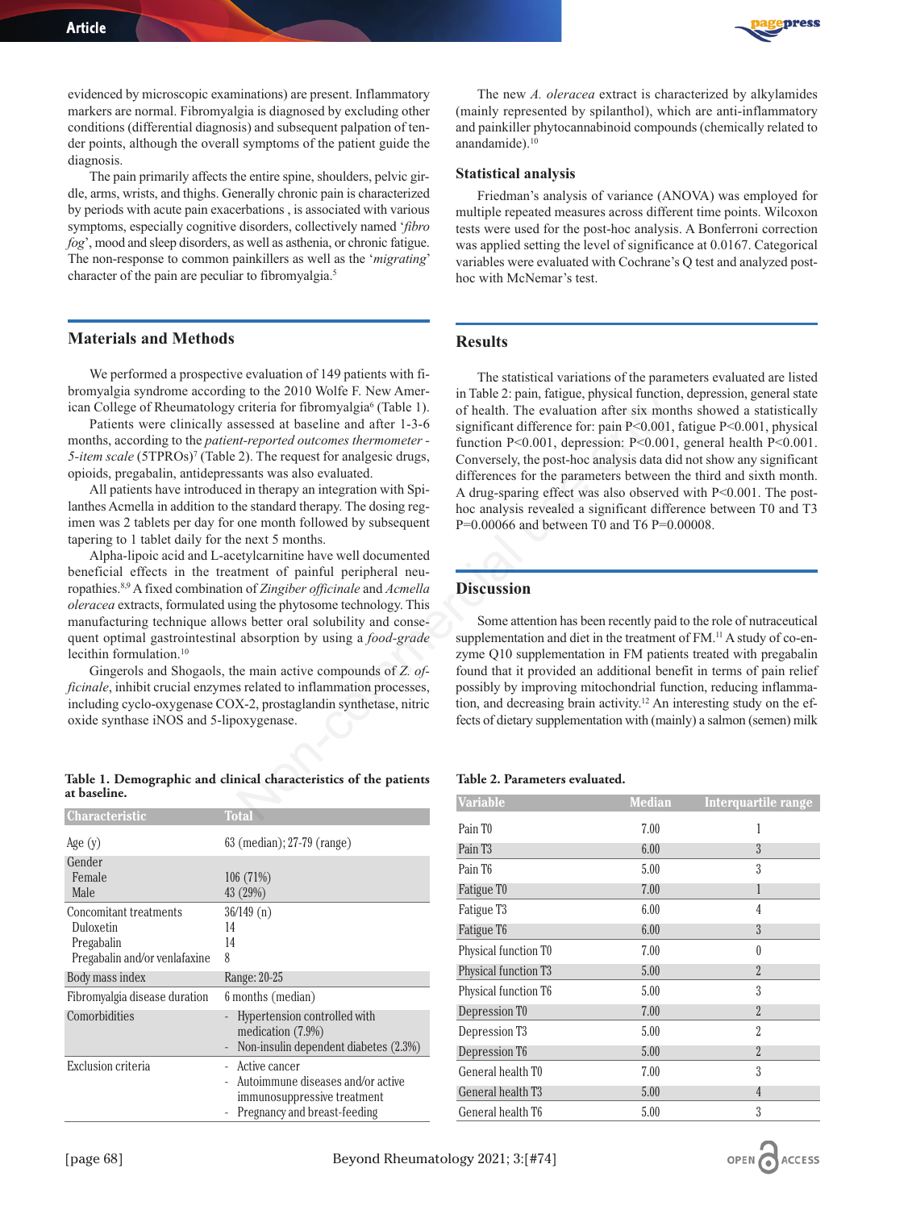evidenced by microscopic examinations) are present. Inflammatory markers are normal. Fibromyalgia is diagnosed by excluding other conditions (differential diagnosis) and subsequent palpation of tender points, although the overall symptoms of the patient guide the diagnosis.

The pain primarily affects the entire spine, shoulders, pelvic girdle, arms, wrists, and thighs. Generally chronic pain is characterized by periods with acute pain exacerbations , is associated with various symptoms, especially cognitive disorders, collectively named '*fibro fog*', mood and sleep disorders, as well as asthenia, or chronic fatigue. The non-response to common painkillers as well as the '*migrating*' character of the pain are peculiar to fibromyalgia.[5]

## Materials and Methods

We performed a prospective evaluation of 149 patients with fibromyalgia syndrome according to the 2010 Wolfe F. New American College of Rheumatology criteria for fibromyalgia[6] (Table 1).

Patients were clinically assessed at baseline and after 1-3-6 months, according to the *patient-reported outcomes thermometer - 5-item scale* (5TPROs)[7] (Table 2). The request for analgesic drugs, opioids, pregabalin, antidepressants was also evaluated.

All patients have introduced in therapy an integration with Spilanthes Acmella in addition to the standard therapy. The dosing regimen was 2 tablets per day for one month followed by subsequent tapering to 1 tablet daily for the next 5 months.

Alpha-lipoic acid and L-acetylcarnitine have well documented beneficial effects in the treatment of painful peripheral neuropathies.[8,9] A fixed combination of *Zingiber officinale* and *Acmella oleracea* extracts, formulated using the phytosome technology. This manufacturing technique allows better oral solubility and consequent optimal gastrointestinal absorption by using a *food-grade* lecithin formulation.[10]

Gingerols and Shogaols, the main active compounds of *Z. officinale*, inhibit crucial enzymes related to inflammation processes, including cyclo-oxygenase COX-2, prostaglandin synthetase, nitric oxide synthase iNOS and 5-lipoxygenase.

The new *A. oleracea* extract is characterized by alkylamides (mainly represented by spilanthol), which are anti-inflammatory and painkiller phytocannabinoid compounds (chemically related to anandamide).[10]

### Statistical analysis

Friedman's analysis of variance (ANOVA) was employed for multiple repeated measures across different time points. Wilcoxon tests were used for the post-hoc analysis. A Bonferroni correction was applied setting the level of significance at 0.0167. Categorical variables were evaluated with Cochrane's Q test and analyzed post-hoc with McNemar's test.

## Results

The statistical variations of the parameters evaluated are listed in Table 2: pain, fatigue, physical function, depression, general state of health. The evaluation after six months showed a statistically significant difference for: pain $P<0.001$, fatigue $P<0.001$, physical function $P<0.001$, depression: $P<0.001$, general health $P<0.001$. Conversely, the post-hoc analysis data did not show any significant differences for the parameters between the third and sixth month. A drug-sparing effect was also observed with $P<0.001$. The post-hoc analysis revealed a significant difference between T0 and T3 $P=0.00066$ and between T0 and T6 $P=0.00008$.

## Discussion

Some attention has been recently paid to the role of nutraceutical supplementation and diet in the treatment of FM.[11] A study of co-enzyme Q10 supplementation in FM patients treated with pregabalin found that it provided an additional benefit in terms of pain relief possibly by improving mitochondrial function, reducing inflammation, and decreasing brain activity.[12] An interesting study on the effects of dietary supplementation with (mainly) a salmon (semen) milk

**Table 1. Demographic and clinical characteristics of the patients at baseline.**

| Characteristic | Total |
|---|---|
| Age (y) | 63 (median); 27-79 (range) |
| Gender | |
| Female | 106 (71%) |
| Male | 43 (29%) |
| Concomitant treatments | 36/149 (n) |
| Duloxetin | 14 |
| Pregabalin | 14 |
| Pregabalin and/or venlafaxine | 8 |
| Body mass index | Range: 20-25 |
| Fibromyalgia disease duration | 6 months (median) |
| Comorbidities | - Hypertension controlled with medication (7.9%)<br>- Non-insulin dependent diabetes (2.3%) |
| Exclusion criteria | - Active cancer<br>- Autoimmune diseases and/or active immunosuppressive treatment<br>- Pregnancy and breast-feeding |

**Table 2. Parameters evaluated.**

| Variable | Median | Interquartile range |
|---|---|---|
| Pain T0 | 7.00 | 1 |
| Pain T3 | 6.00 | 3 |
| Pain T6 | 5.00 | 3 |
| Fatigue T0 | 7.00 | 1 |
| Fatigue T3 | 6.00 | 4 |
| Fatigue T6 | 6.00 | 3 |
| Physical function T0 | 7.00 | 0 |
| Physical function T3 | 5.00 | 2 |
| Physical function T6 | 5.00 | 3 |
| Depression T0 | 7.00 | 2 |
| Depression T3 | 5.00 | 2 |
| Depression T6 | 5.00 | 2 |
| General health T0 | 7.00 | 3 |
| General health T3 | 5.00 | 4 |
| General health T6 | 5.00 | 3 |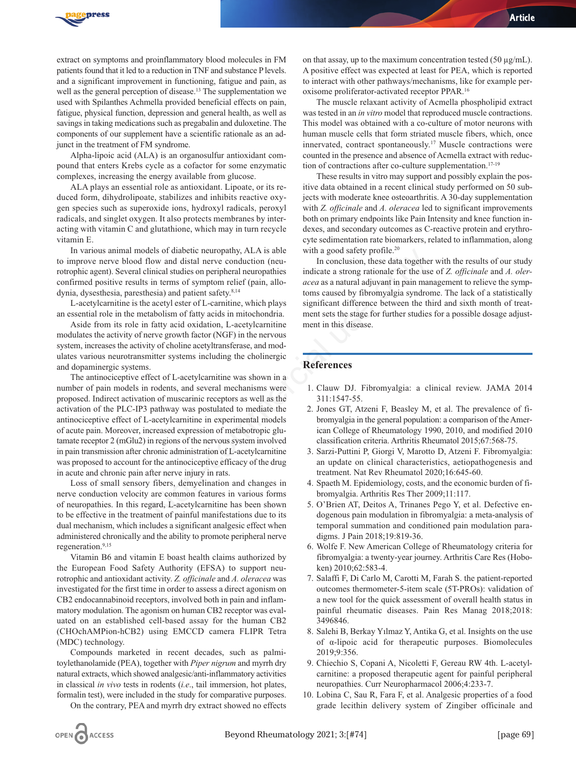extract on symptoms and proinflammatory blood molecules in FM patients found that it led to a reduction in TNF and substance P levels. and a significant improvement in functioning, fatigue and pain, as well as the general perception of disease.[13] The supplementation we used with Spilanthes Achmella provided beneficial effects on pain, fatigue, physical function, depression and general health, as well as savings in taking medications such as pregabalin and duloxetine. The components of our supplement have a scientific rationale as an adjunct in the treatment of FM syndrome.

Alpha-lipoic acid (ALA) is an organosulfur antioxidant compound that enters Krebs cycle as a cofactor for some enzymatic complexes, increasing the energy available from glucose.

ALA plays an essential role as antioxidant. Lipoate, or its reduced form, dihydrolipoate, stabilizes and inhibits reactive oxygen species such as superoxide ions, hydroxyl radicals, peroxyl radicals, and singlet oxygen. It also protects membranes by interacting with vitamin C and glutathione, which may in turn recycle vitamin E.

In various animal models of diabetic neuropathy, ALA is able to improve nerve blood flow and distal nerve conduction (neurotrophic agent). Several clinical studies on peripheral neuropathies confirmed positive results in terms of symptom relief (pain, allodynia, dysesthesia, paresthesia) and patient safety.[8,14]

L-acetylcarnitine is the acetyl ester of L-carnitine, which plays an essential role in the metabolism of fatty acids in mitochondria.

Aside from its role in fatty acid oxidation, L-acetylcarnitine modulates the activity of nerve growth factor (NGF) in the nervous system, increases the activity of choline acetyltransferase, and modulates various neurotransmitter systems including the cholinergic and dopaminergic systems.

The antinociceptive effect of L-acetylcarnitine was shown in a number of pain models in rodents, and several mechanisms were proposed. Indirect activation of muscarinic receptors as well as the activation of the PLC-IP3 pathway was postulated to mediate the antinociceptive effect of L-acetylcarnitine in experimental models of acute pain. Moreover, increased expression of metabotropic glutamate receptor 2 (mGlu2) in regions of the nervous system involved in pain transmission after chronic administration of L-acetylcarnitine was proposed to account for the antinociceptive efficacy of the drug in acute and chronic pain after nerve injury in rats.

Loss of small sensory fibers, demyelination and changes in nerve conduction velocity are common features in various forms of neuropathies. In this regard, L-acetylcarnitine has been shown to be effective in the treatment of painful manifestations due to its dual mechanism, which includes a significant analgesic effect when administered chronically and the ability to promote peripheral nerve regeneration.[9,15]

Vitamin B6 and vitamin E boast health claims authorized by the European Food Safety Authority (EFSA) to support neurotrophic and antioxidant activity. *Z. officinale* and *A. oleracea* was investigated for the first time in order to assess a direct agonism on CB2 endocannabinoid receptors, involved both in pain and inflammatory modulation. The agonism on human CB2 receptor was evaluated on an established cell-based assay for the human CB2 (CHOchAMPion-hCB2) using EMCCD camera FLIPR Tetra (MDC) technology.

Compounds marketed in recent decades, such as palmitoylethanolamide (PEA), together with *Piper nigrum* and myrrh dry natural extracts, which showed analgesic/anti-inflammatory activities in classical *in vivo* tests in rodents (*i.e.*, tail immersion, hot plates, formalin test), were included in the study for comparative purposes.

On the contrary, PEA and myrrh dry extract showed no effects on that assay, up to the maximum concentration tested (50 µg/mL). A positive effect was expected at least for PEA, which is reported to interact with other pathways/mechanisms, like for example peroxisome proliferator-activated receptor PPAR.[16]

The muscle relaxant activity of Acmella phospholipid extract was tested in an *in vitro* model that reproduced muscle contractions. This model was obtained with a co-culture of motor neurons with human muscle cells that form striated muscle fibers, which, once innervated, contract spontaneously.[17] Muscle contractions were counted in the presence and absence of Acmella extract with reduction of contractions after co-culture supplementation.[17-19]

These results in vitro may support and possibly explain the positive data obtained in a recent clinical study performed on 50 subjects with moderate knee osteoarthritis. A 30-day supplementation with *Z. officinale* and *A. oleracea* led to significant improvements both on primary endpoints like Pain Intensity and knee function indexes, and secondary outcomes as C-reactive protein and erythrocyte sedimentation rate biomarkers, related to inflammation, along with a good safety profile.[20]

In conclusion, these data together with the results of our study indicate a strong rationale for the use of *Z. officinale* and *A. oleracea* as a natural adjuvant in pain management to relieve the symptoms caused by fibromyalgia syndrome. The lack of a statistically significant difference between the third and sixth month of treatment sets the stage for further studies for a possible dosage adjustment in this disease.

## References

1. Clauw DJ. Fibromyalgia: a clinical review. JAMA 2014 311:1547-55.
2. Jones GT, Atzeni F, Beasley M, et al. The prevalence of fibromyalgia in the general population: a comparison of the American College of Rheumatology 1990, 2010, and modified 2010 classification criteria. Arthritis Rheumatol 2015;67:568-75.
3. Sarzi-Puttini P, Giorgi V, Marotto D, Atzeni F. Fibromyalgia: an update on clinical characteristics, aetiopathogenesis and treatment. Nat Rev Rheumatol 2020;16:645-60.
4. Spaeth M. Epidemiology, costs, and the economic burden of fibromyalgia. Arthritis Res Ther 2009;11:117.
5. O'Brien AT, Deitos A, Trinanes Pego Y, et al. Defective endogenous pain modulation in fibromyalgia: a meta-analysis of temporal summation and conditioned pain modulation paradigms. J Pain 2018;19:819-36.
6. Wolfe F. New American College of Rheumatology criteria for fibromyalgia: a twenty-year journey. Arthritis Care Res (Hoboken) 2010;62:583-4.
7. Salaffi F, Di Carlo M, Carotti M, Farah S. the patient-reported outcomes thermometer-5-item scale (5T-PROs): validation of a new tool for the quick assessment of overall health status in painful rheumatic diseases. Pain Res Manag 2018;2018: 3496846.
8. Salehi B, Berkay Yılmaz Y, Antika G, et al. Insights on the use of α-lipoic acid for therapeutic purposes. Biomolecules 2019;9:356.
9. Chiechio S, Copani A, Nicoletti F, Gereau RW 4th. L-acetylcarnitine: a proposed therapeutic agent for painful peripheral neuropathies. Curr Neuropharmacol 2006;4:233-7.
10. Lobina C, Sau R, Fara F, et al. Analgesic properties of a food grade lecithin delivery system of Zingiber officinale and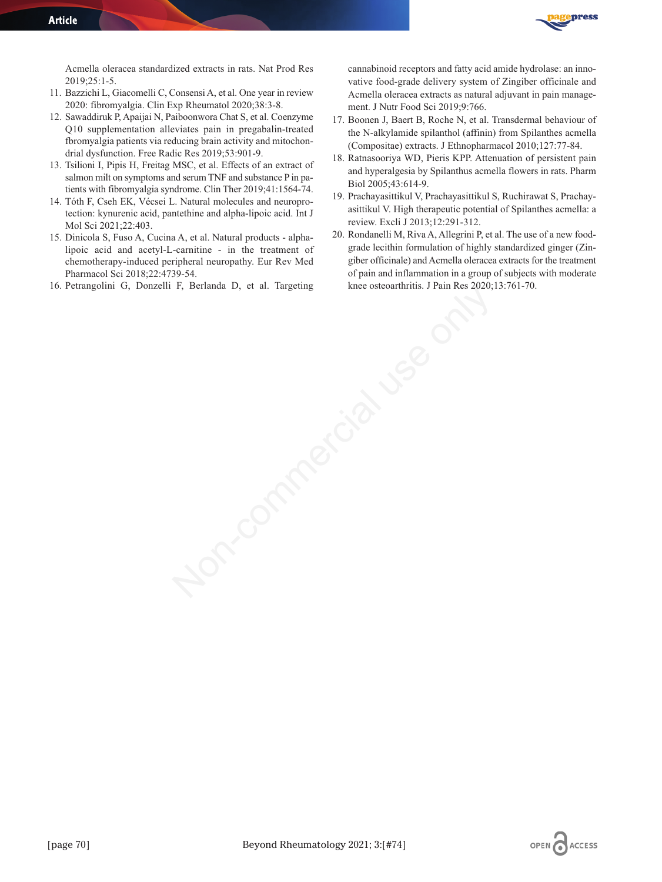Acmella oleracea standardized extracts in rats. Nat Prod Res 2019;25:1-5.

11. Bazzichi L, Giacomelli C, Consensi A, et al. One year in review 2020: fibromyalgia. Clin Exp Rheumatol 2020;38:3-8.
12. Sawaddiruk P, Apaijai N, Paiboonwora Chat S, et al. Coenzyme Q10 supplementation alleviates pain in pregabalin-treated fbromyalgia patients via reducing brain activity and mitochondrial dysfunction. Free Radic Res 2019;53:901-9.
13. Tsilioni I, Pipis H, Freitag MSC, et al. Effects of an extract of salmon milt on symptoms and serum TNF and substance P in patients with fibromyalgia syndrome. Clin Ther 2019;41:1564-74.
14. Tóth F, Cseh EK, Vécsei L. Natural molecules and neuroprotection: kynurenic acid, pantethine and alpha-lipoic acid. Int J Mol Sci 2021;22:403.
15. Dinicola S, Fuso A, Cucina A, et al. Natural products - alpha-lipoic acid and acetyl-L-carnitine - in the treatment of chemotherapy-induced peripheral neuropathy. Eur Rev Med Pharmacol Sci 2018;22:4739-54.
16. Petrangolini G, Donzelli F, Berlanda D, et al. Targeting cannabinoid receptors and fatty acid amide hydrolase: an innovative food-grade delivery system of Zingiber officinale and Acmella oleracea extracts as natural adjuvant in pain management. J Nutr Food Sci 2019;9:766.
17. Boonen J, Baert B, Roche N, et al. Transdermal behaviour of the N-alkylamide spilanthol (affinin) from Spilanthes acmella (Compositae) extracts. J Ethnopharmacol 2010;127:77-84.
18. Ratnasooriya WD, Pieris KPP. Attenuation of persistent pain and hyperalgesia by Spilanthus acmella flowers in rats. Pharm Biol 2005;43:614-9.
19. Prachayasittikul V, Prachayasittikul S, Ruchirawat S, Prachayasittikul V. High therapeutic potential of Spilanthes acmella: a review. Excli J 2013;12:291-312.
20. Rondanelli M, Riva A, Allegrini P, et al. The use of a new food-grade lecithin formulation of highly standardized ginger (Zingiber officinale) and Acmella oleracea extracts for the treatment of pain and inflammation in a group of subjects with moderate knee osteoarthritis. J Pain Res 2020;13:761-70.